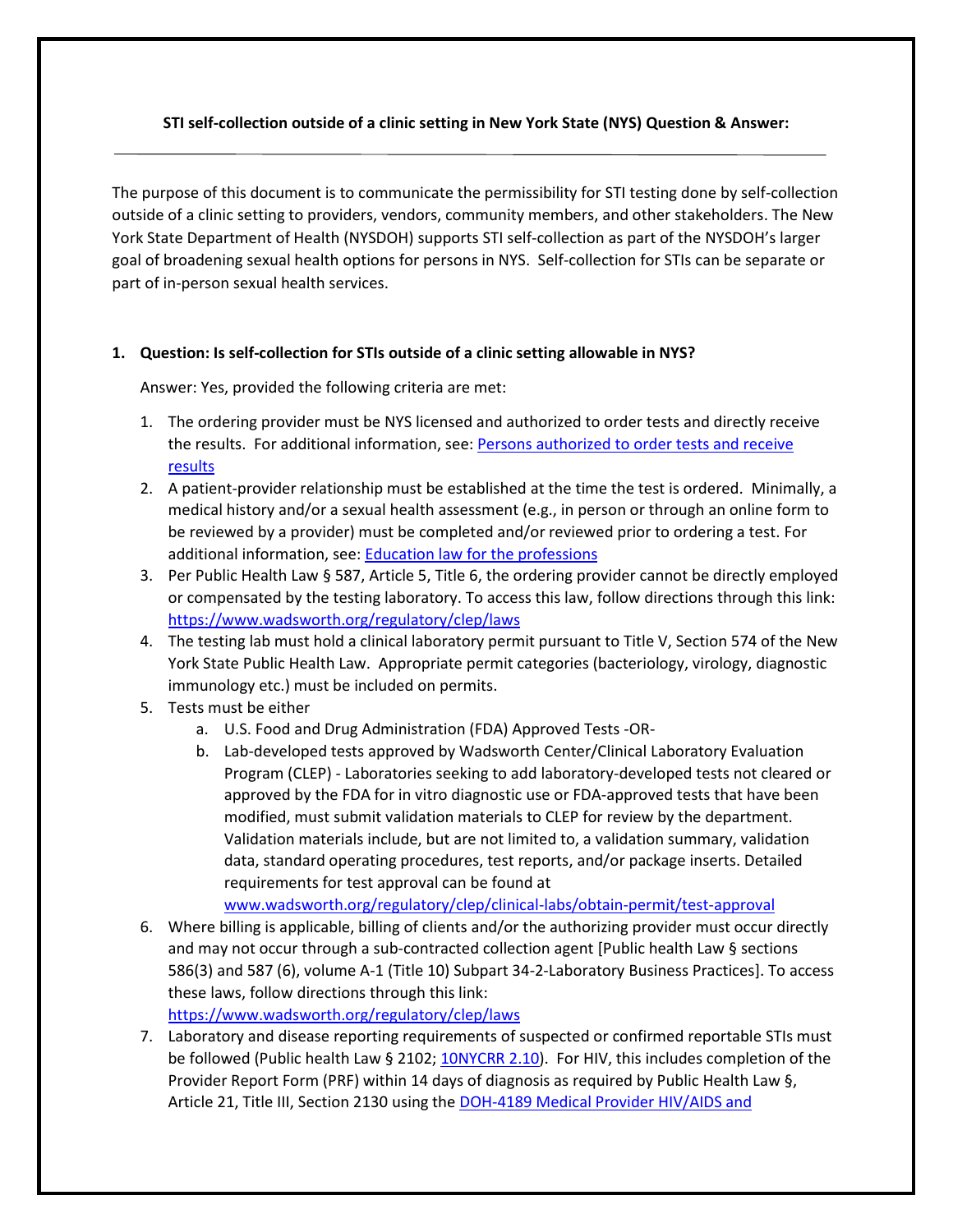**STI self-collection outside of a clinic setting in New York State (NYS) Question & Answer:**

---

The purpose of this document is to communicate the permissibility for STI testing done by self-collection outside of a clinic setting to providers, vendors, community members, and other stakeholders. The New York State Department of Health (NYSDOH) supports STI self-collection as part of the NYSDOH's larger goal of broadening sexual health options for persons in NYS. Self-collection for STIs can be separate or part of in-person sexual health services.

**1. Question: Is self-collection for STIs outside of a clinic setting allowable in NYS?**

Answer: Yes, provided the following criteria are met:

1. The ordering provider must be NYS licensed and authorized to order tests and directly receive the results. For additional information, see: [Persons authorized to order tests and receive results]
2. A patient-provider relationship must be established at the time the test is ordered. Minimally, a medical history and/or a sexual health assessment (e.g., in person or through an online form to be reviewed by a provider) must be completed and/or reviewed prior to ordering a test. For additional information, see: [Education law for the professions]
3. Per Public Health Law § 587, Article 5, Title 6, the ordering provider cannot be directly employed or compensated by the testing laboratory. To access this law, follow directions through this link: https://www.wadsworth.org/regulatory/clep/laws
4. The testing lab must hold a clinical laboratory permit pursuant to Title V, Section 574 of the New York State Public Health Law. Appropriate permit categories (bacteriology, virology, diagnostic immunology etc.) must be included on permits.
5. Tests must be either
   a. U.S. Food and Drug Administration (FDA) Approved Tests -OR-
   b. Lab-developed tests approved by Wadsworth Center/Clinical Laboratory Evaluation Program (CLEP) - Laboratories seeking to add laboratory-developed tests not cleared or approved by the FDA for in vitro diagnostic use or FDA-approved tests that have been modified, must submit validation materials to CLEP for review by the department. Validation materials include, but are not limited to, a validation summary, validation data, standard operating procedures, test reports, and/or package inserts. Detailed requirements for test approval can be found at www.wadsworth.org/regulatory/clep/clinical-labs/obtain-permit/test-approval
6. Where billing is applicable, billing of clients and/or the authorizing provider must occur directly and may not occur through a sub-contracted collection agent [Public health Law § sections 586(3) and 587 (6), volume A-1 (Title 10) Subpart 34-2-Laboratory Business Practices]. To access these laws, follow directions through this link: https://www.wadsworth.org/regulatory/clep/laws
7. Laboratory and disease reporting requirements of suspected or confirmed reportable STIs must be followed (Public health Law § 2102; 10NYCRR 2.10). For HIV, this includes completion of the Provider Report Form (PRF) within 14 days of diagnosis as required by Public Health Law §, Article 21, Title III, Section 2130 using the DOH-4189 Medical Provider HIV/AIDS and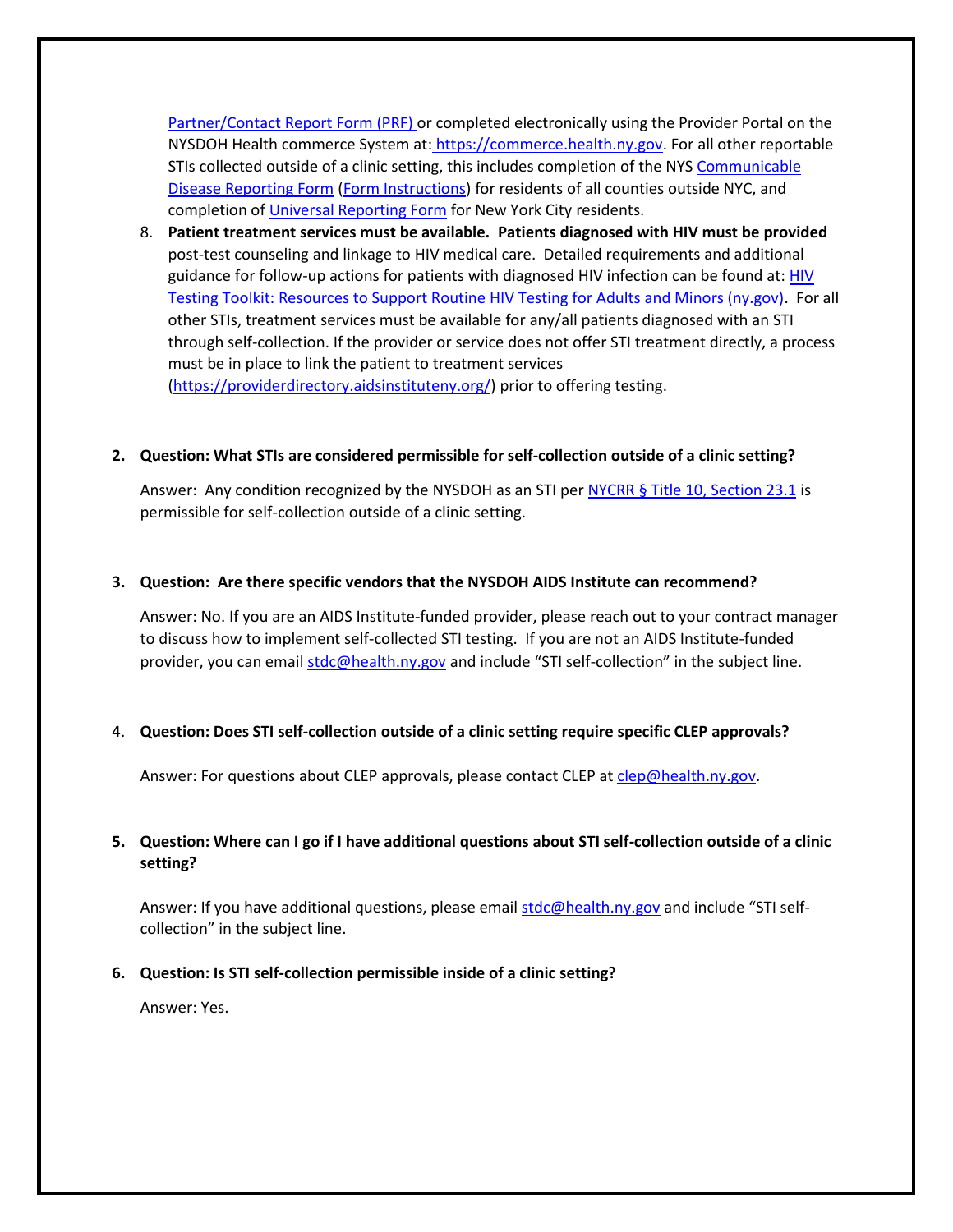Partner/Contact Report Form (PRF) or completed electronically using the Provider Portal on the NYSDOH Health commerce System at: https://commerce.health.ny.gov. For all other reportable STIs collected outside of a clinic setting, this includes completion of the NYS Communicable Disease Reporting Form (Form Instructions) for residents of all counties outside NYC, and completion of Universal Reporting Form for New York City residents.

8. **Patient treatment services must be available. Patients diagnosed with HIV must be provided** post-test counseling and linkage to HIV medical care. Detailed requirements and additional guidance for follow-up actions for patients with diagnosed HIV infection can be found at: HIV Testing Toolkit: Resources to Support Routine HIV Testing for Adults and Minors (ny.gov). For all other STIs, treatment services must be available for any/all patients diagnosed with an STI through self-collection. If the provider or service does not offer STI treatment directly, a process must be in place to link the patient to treatment services (https://providerdirectory.aidsinstituteny.org/) prior to offering testing.

2. **Question: What STIs are considered permissible for self-collection outside of a clinic setting?**

   Answer: Any condition recognized by the NYSDOH as an STI per NYCRR § Title 10, Section 23.1 is permissible for self-collection outside of a clinic setting.

3. **Question: Are there specific vendors that the NYSDOH AIDS Institute can recommend?**

   Answer: No. If you are an AIDS Institute-funded provider, please reach out to your contract manager to discuss how to implement self-collected STI testing. If you are not an AIDS Institute-funded provider, you can email stdc@health.ny.gov and include "STI self-collection" in the subject line.

4. **Question: Does STI self-collection outside of a clinic setting require specific CLEP approvals?**

   Answer: For questions about CLEP approvals, please contact CLEP at clep@health.ny.gov.

5. **Question: Where can I go if I have additional questions about STI self-collection outside of a clinic setting?**

   Answer: If you have additional questions, please email stdc@health.ny.gov and include "STI self-collection" in the subject line.

6. **Question: Is STI self-collection permissible inside of a clinic setting?**

   Answer: Yes.